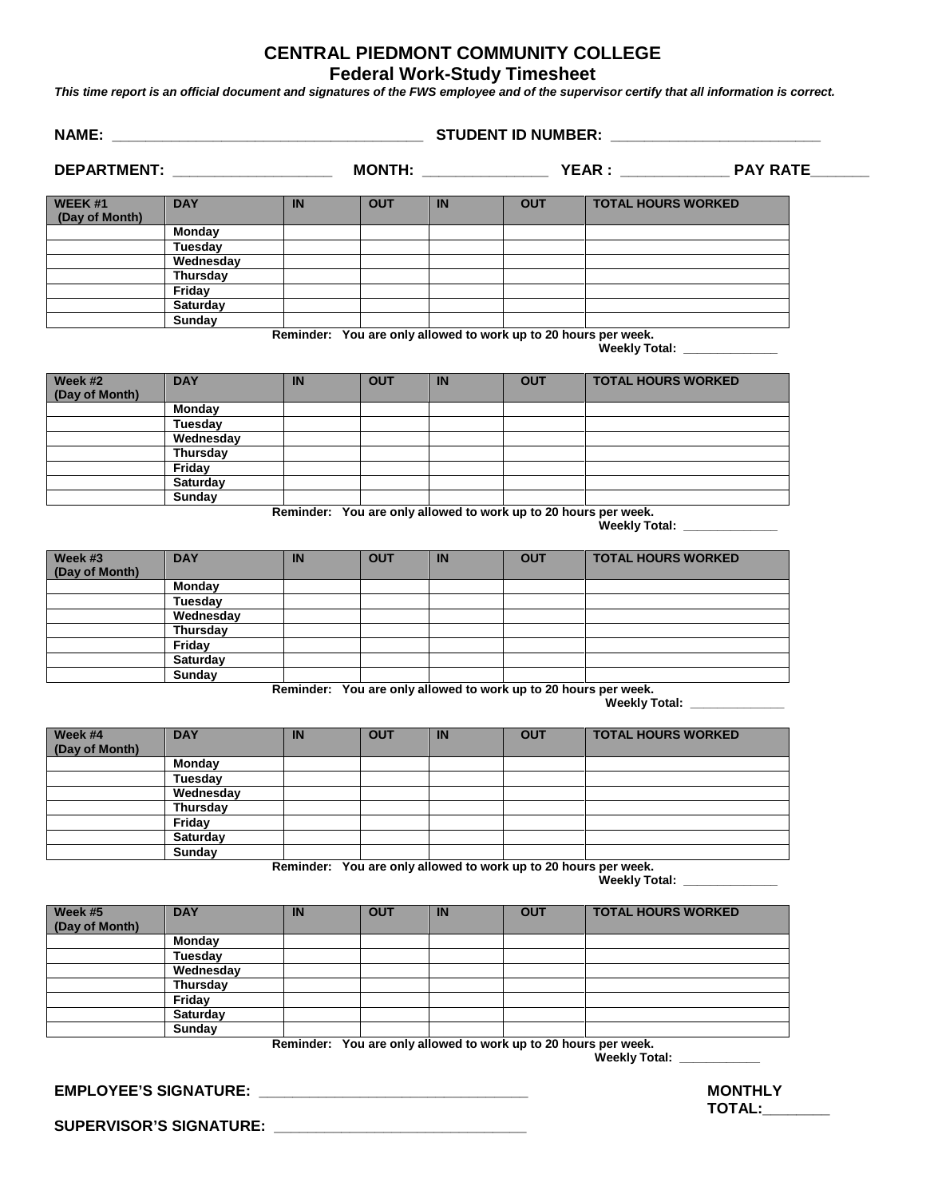# CENTRAL PIEDMONT COMMUNITY COLLEGE
## Federal Work-Study Timesheet

***This time report is an official document and signatures of the FWS employee and of the supervisor certify that all information is correct.***

**NAME:** ______________________________________ **STUDENT ID NUMBER:** __________________________

**DEPARTMENT:** ___________________ **MONTH:** _______________ **YEAR :** _____________ **PAY RATE**_______

| WEEK #1 (Day of Month) | DAY | IN | OUT | IN | OUT | TOTAL HOURS WORKED |
|---|---|---|---|---|---|---|
| | Monday | | | | | |
| | Tuesday | | | | | |
| | Wednesday | | | | | |
| | Thursday | | | | | |
| | Friday | | | | | |
| | Saturday | | | | | |
| | Sunday | | | | | |

**Reminder: You are only allowed to work up to 20 hours per week.**

**Weekly Total:** ______________

| Week #2 (Day of Month) | DAY | IN | OUT | IN | OUT | TOTAL HOURS WORKED |
|---|---|---|---|---|---|---|
| | Monday | | | | | |
| | Tuesday | | | | | |
| | Wednesday | | | | | |
| | Thursday | | | | | |
| | Friday | | | | | |
| | Saturday | | | | | |
| | Sunday | | | | | |

**Reminder: You are only allowed to work up to 20 hours per week.**

**Weekly Total:** ______________

| Week #3 (Day of Month) | DAY | IN | OUT | IN | OUT | TOTAL HOURS WORKED |
|---|---|---|---|---|---|---|
| | Monday | | | | | |
| | Tuesday | | | | | |
| | Wednesday | | | | | |
| | Thursday | | | | | |
| | Friday | | | | | |
| | Saturday | | | | | |
| | Sunday | | | | | |

**Reminder: You are only allowed to work up to 20 hours per week.**

**Weekly Total:** ______________

| Week #4 (Day of Month) | DAY | IN | OUT | IN | OUT | TOTAL HOURS WORKED |
|---|---|---|---|---|---|---|
| | Monday | | | | | |
| | Tuesday | | | | | |
| | Wednesday | | | | | |
| | Thursday | | | | | |
| | Friday | | | | | |
| | Saturday | | | | | |
| | Sunday | | | | | |

**Reminder: You are only allowed to work up to 20 hours per week.**

**Weekly Total:** ______________

| Week #5 (Day of Month) | DAY | IN | OUT | IN | OUT | TOTAL HOURS WORKED |
|---|---|---|---|---|---|---|
| | Monday | | | | | |
| | Tuesday | | | | | |
| | Wednesday | | | | | |
| | Thursday | | | | | |
| | Friday | | | | | |
| | Saturday | | | | | |
| | Sunday | | | | | |

**Reminder: You are only allowed to work up to 20 hours per week.**

**Weekly Total:** ____________

**EMPLOYEE'S SIGNATURE:** ________________________________

**MONTHLY TOTAL:**________

**SUPERVISOR'S SIGNATURE:** _______________________________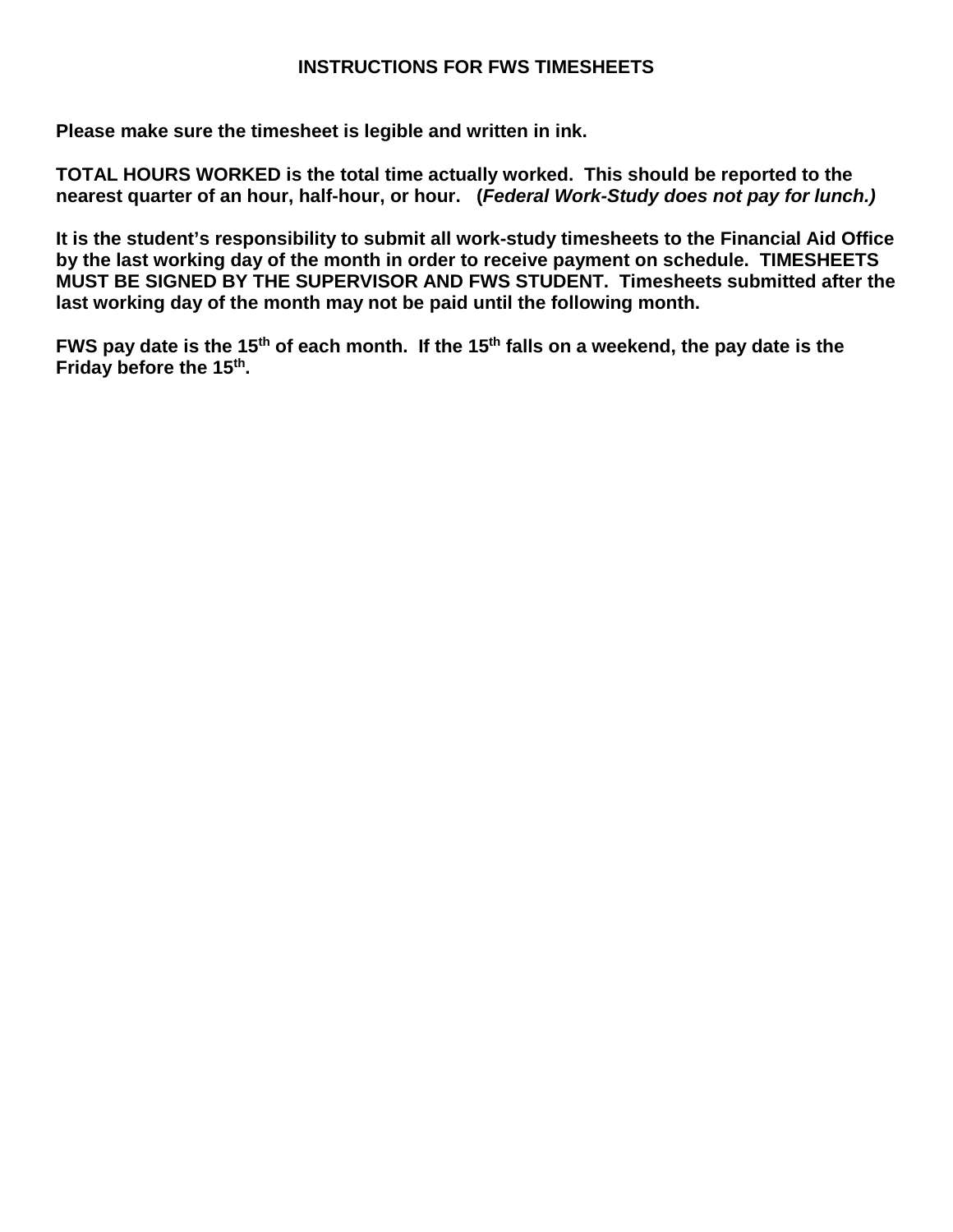# INSTRUCTIONS FOR FWS TIMESHEETS

**Please make sure the timesheet is legible and written in ink.**

**TOTAL HOURS WORKED is the total time actually worked. This should be reported to the nearest quarter of an hour, half-hour, or hour. (*Federal Work-Study does not pay for lunch.)***

**It is the student's responsibility to submit all work-study timesheets to the Financial Aid Office by the last working day of the month in order to receive payment on schedule. TIMESHEETS MUST BE SIGNED BY THE SUPERVISOR AND FWS STUDENT. Timesheets submitted after the last working day of the month may not be paid until the following month.**

**FWS pay date is the 15th of each month. If the 15th falls on a weekend, the pay date is the Friday before the 15th.**